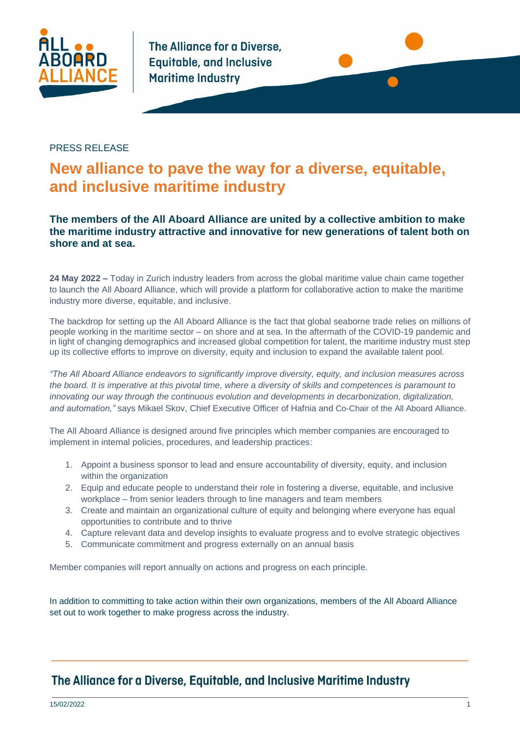PRESS RELEASE

# New alliance to pave the way for a diverse, equitable, and inclusive maritime industry

**The members of the All Aboard Alliance are united by a collective ambition to make the maritime industry attractive and innovative for new generations of talent both on shore and at sea.**

**24 May 2022 –** Today in Zurich industry leaders from across the global maritime value chain came together to launch the All Aboard Alliance, which will provide a platform for collaborative action to make the maritime industry more diverse, equitable, and inclusive.

The backdrop for setting up the All Aboard Alliance is the fact that global seaborne trade relies on millions of people working in the maritime sector – on shore and at sea. In the aftermath of the COVID-19 pandemic and in light of changing demographics and increased global competition for talent, the maritime industry must step up its collective efforts to improve on diversity, equity and inclusion to expand the available talent pool.

*"The All Aboard Alliance endeavors to significantly improve diversity, equity, and inclusion measures across the board. It is imperative at this pivotal time, where a diversity of skills and competences is paramount to innovating our way through the continuous evolution and developments in decarbonization, digitalization, and automation,"* says Mikael Skov, Chief Executive Officer of Hafnia and Co-Chair of the All Aboard Alliance.

The All Aboard Alliance is designed around five principles which member companies are encouraged to implement in internal policies, procedures, and leadership practices:

1. Appoint a business sponsor to lead and ensure accountability of diversity, equity, and inclusion within the organization
2. Equip and educate people to understand their role in fostering a diverse, equitable, and inclusive workplace – from senior leaders through to line managers and team members
3. Create and maintain an organizational culture of equity and belonging where everyone has equal opportunities to contribute and to thrive
4. Capture relevant data and develop insights to evaluate progress and to evolve strategic objectives
5. Communicate commitment and progress externally on an annual basis

Member companies will report annually on actions and progress on each principle.

In addition to committing to take action within their own organizations, members of the All Aboard Alliance set out to work together to make progress across the industry.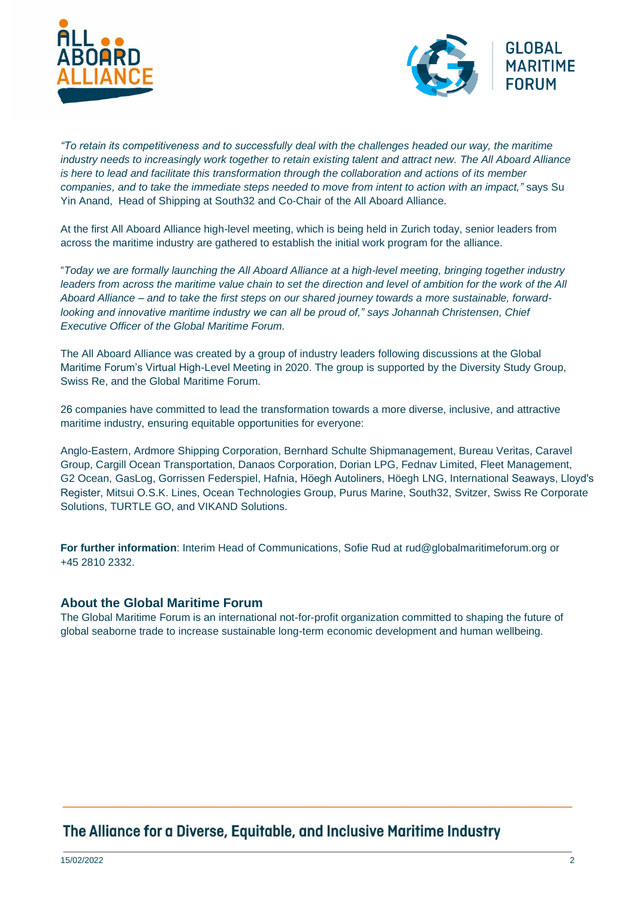*"To retain its competitiveness and to successfully deal with the challenges headed our way, the maritime industry needs to increasingly work together to retain existing talent and attract new. The All Aboard Alliance is here to lead and facilitate this transformation through the collaboration and actions of its member companies, and to take the immediate steps needed to move from intent to action with an impact,"* says Su Yin Anand, Head of Shipping at South32 and Co-Chair of the All Aboard Alliance.

At the first All Aboard Alliance high-level meeting, which is being held in Zurich today, senior leaders from across the maritime industry are gathered to establish the initial work program for the alliance.

"*Today we are formally launching the All Aboard Alliance at a high-level meeting, bringing together industry leaders from across the maritime value chain to set the direction and level of ambition for the work of the All Aboard Alliance – and to take the first steps on our shared journey towards a more sustainable, forward-looking and innovative maritime industry we can all be proud of," says Johannah Christensen, Chief Executive Officer of the Global Maritime Forum.*

The All Aboard Alliance was created by a group of industry leaders following discussions at the Global Maritime Forum's Virtual High-Level Meeting in 2020. The group is supported by the Diversity Study Group, Swiss Re, and the Global Maritime Forum.

26 companies have committed to lead the transformation towards a more diverse, inclusive, and attractive maritime industry, ensuring equitable opportunities for everyone:

Anglo-Eastern, Ardmore Shipping Corporation, Bernhard Schulte Shipmanagement, Bureau Veritas, Caravel Group, Cargill Ocean Transportation, Danaos Corporation, Dorian LPG, Fednav Limited, Fleet Management, G2 Ocean, GasLog, Gorrissen Federspiel, Hafnia, Höegh Autoliners, Höegh LNG, International Seaways, Lloyd's Register, Mitsui O.S.K. Lines, Ocean Technologies Group, Purus Marine, South32, Svitzer, Swiss Re Corporate Solutions, TURTLE GO, and VIKAND Solutions.

**For further information**: Interim Head of Communications, Sofie Rud at rud@globalmaritimeforum.org or +45 2810 2332.

## About the Global Maritime Forum

The Global Maritime Forum is an international not-for-profit organization committed to shaping the future of global seaborne trade to increase sustainable long-term economic development and human wellbeing.